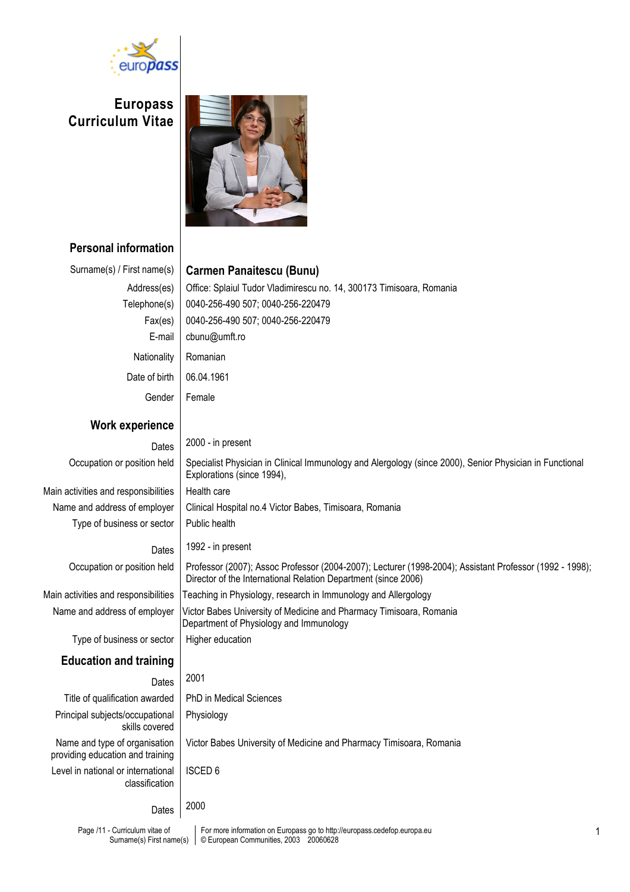# Europass Curriculum Vitae

## Personal information

| | |
|---|---|
| Surname(s) / First name(s) | **Carmen Panaitescu (Bunu)** |
| Address(es) | Office: Splaiul Tudor Vladimirescu no. 14, 300173 Timisoara, Romania |
| Telephone(s) | 0040-256-490 507; 0040-256-220479 |
| Fax(es) | 0040-256-490 507; 0040-256-220479 |
| E-mail | cbunu@umft.ro |
| Nationality | Romanian |
| Date of birth | 06.04.1961 |
| Gender | Female |

## Work experience

| | |
|---|---|
| Dates | 2000 - in present |
| Occupation or position held | Specialist Physician in Clinical Immunology and Alergology (since 2000), Senior Physician in Functional Explorations (since 1994), |
| Main activities and responsibilities | Health care |
| Name and address of employer | Clinical Hospital no.4 Victor Babes, Timisoara, Romania |
| Type of business or sector | Public health |

| | |
|---|---|
| Dates | 1992 - in present |
| Occupation or position held | Professor (2007); Assoc Professor (2004-2007); Lecturer (1998-2004); Assistant Professor (1992 - 1998); Director of the International Relation Department (since 2006) |
| Main activities and responsibilities | Teaching in Physiology, research in Immunology and Allergology |
| Name and address of employer | Victor Babes University of Medicine and Pharmacy Timisoara, Romania<br>Department of Physiology and Immunology |
| Type of business or sector | Higher education |

## Education and training

| | |
|---|---|
| Dates | 2001 |
| Title of qualification awarded | PhD in Medical Sciences |
| Principal subjects/occupational skills covered | Physiology |
| Name and type of organisation providing education and training | Victor Babes University of Medicine and Pharmacy Timisoara, Romania |
| Level in national or international classification | ISCED 6 |

| | |
|---|---|
| Dates | 2000 |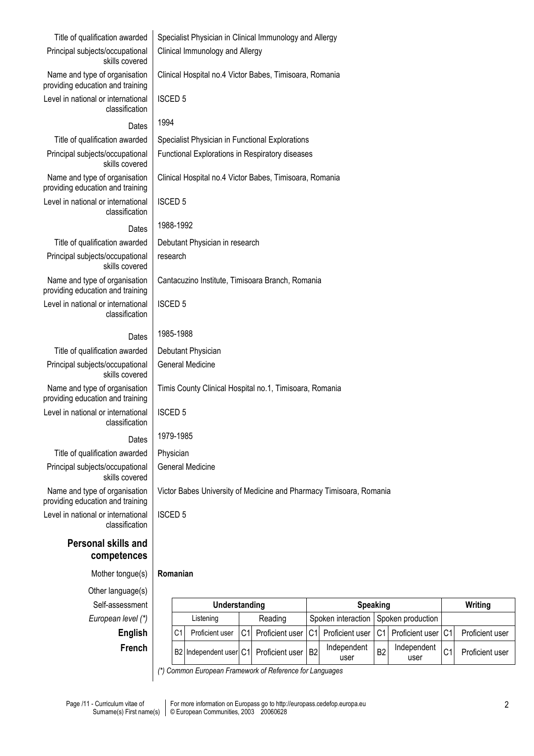| | |
|---|---|
| Title of qualification awarded | Specialist Physician in Clinical Immunology and Allergy |
| Principal subjects/occupational skills covered | Clinical Immunology and Allergy |
| Name and type of organisation providing education and training | Clinical Hospital no.4 Victor Babes, Timisoara, Romania |
| Level in national or international classification | ISCED 5 |
| Dates | 1994 |
| Title of qualification awarded | Specialist Physician in Functional Explorations |
| Principal subjects/occupational skills covered | Functional Explorations in Respiratory diseases |
| Name and type of organisation providing education and training | Clinical Hospital no.4 Victor Babes, Timisoara, Romania |
| Level in national or international classification | ISCED 5 |
| Dates | 1988-1992 |
| Title of qualification awarded | Debutant Physician in research |
| Principal subjects/occupational skills covered | research |
| Name and type of organisation providing education and training | Cantacuzino Institute, Timisoara Branch, Romania |
| Level in national or international classification | ISCED 5 |
| Dates | 1985-1988 |
| Title of qualification awarded | Debutant Physician |
| Principal subjects/occupational skills covered | General Medicine |
| Name and type of organisation providing education and training | Timis County Clinical Hospital no.1, Timisoara, Romania |
| Level in national or international classification | ISCED 5 |
| Dates | 1979-1985 |
| Title of qualification awarded | Physician |
| Principal subjects/occupational skills covered | General Medicine |
| Name and type of organisation providing education and training | Victor Babes University of Medicine and Pharmacy Timisoara, Romania |
| Level in national or international classification | ISCED 5 |

## Personal skills and competences

Mother tongue(s) **Romanian**

Other language(s)

| Self-assessment | Understanding | | | | Speaking | | | | Writing | |
|---|---|---|---|---|---|---|---|---|---|---|
| *European level (\*)* | Listening | | Reading | | Spoken interaction | | Spoken production | | | |
| **English** | C1 | Proficient user | C1 | Proficient user | C1 | Proficient user | C1 | Proficient user | C1 | Proficient user |
| **French** | B2 | Independent user | C1 | Proficient user | B2 | Independent user | B2 | Independent user | C1 | Proficient user |

*(\*) Common European Framework of Reference for Languages*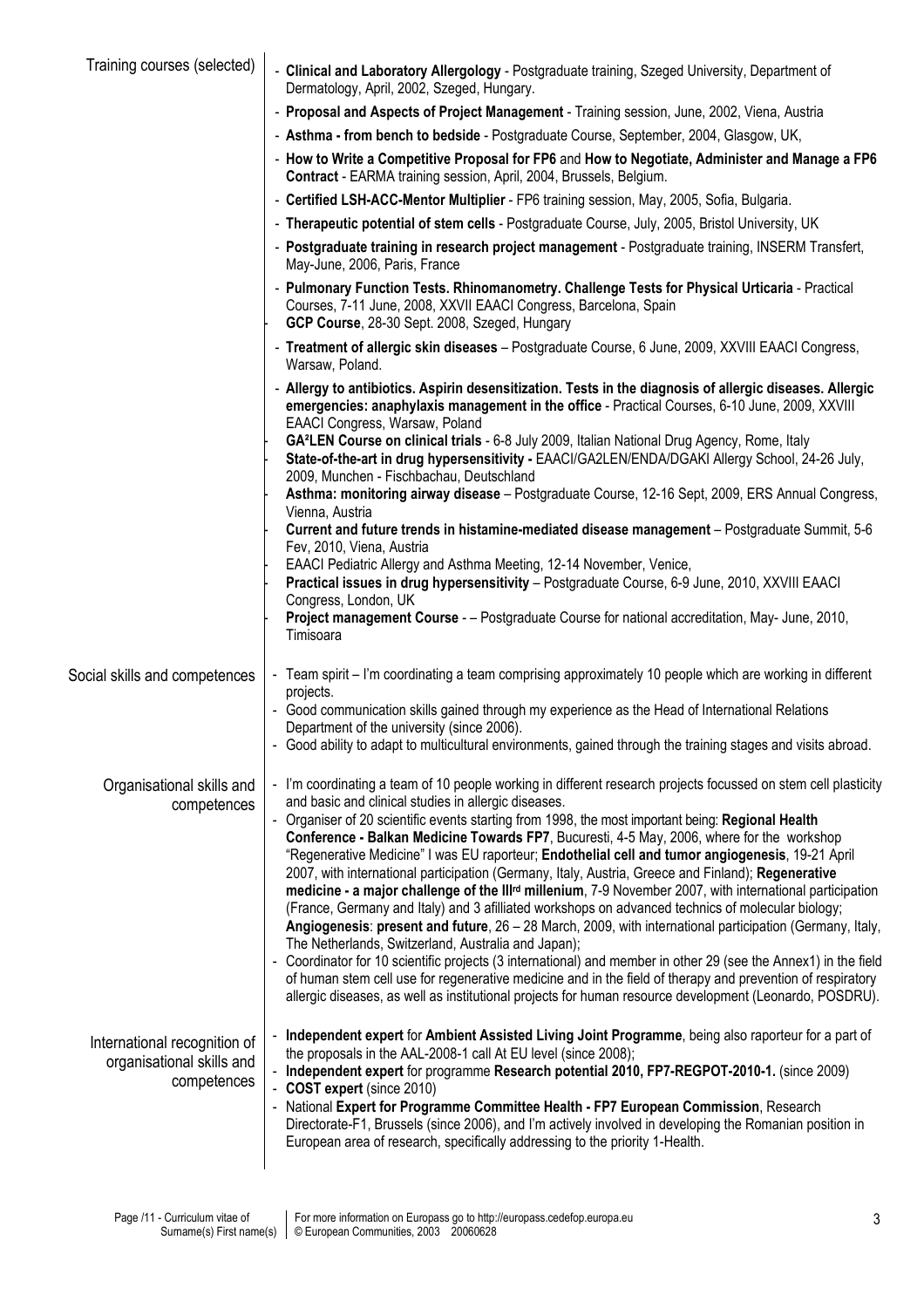### Training courses (selected)

- **Clinical and Laboratory Allergology** - Postgraduate training, Szeged University, Department of Dermatology, April, 2002, Szeged, Hungary.
- **Proposal and Aspects of Project Management** - Training session, June, 2002, Viena, Austria
- **Asthma - from bench to bedside** - Postgraduate Course, September, 2004, Glasgow, UK,
- **How to Write a Competitive Proposal for FP6** and **How to Negotiate, Administer and Manage a FP6 Contract** - EARMA training session, April, 2004, Brussels, Belgium.
- **Certified LSH-ACC-Mentor Multiplier** - FP6 training session, May, 2005, Sofia, Bulgaria.
- **Therapeutic potential of stem cells** - Postgraduate Course, July, 2005, Bristol University, UK
- **Postgraduate training in research project management** - Postgraduate training, INSERM Transfert, May-June, 2006, Paris, France
- **Pulmonary Function Tests. Rhinomanometry. Challenge Tests for Physical Urticaria** - Practical Courses, 7-11 June, 2008, XXVII EAACI Congress, Barcelona, Spain
- **GCP Course**, 28-30 Sept. 2008, Szeged, Hungary
- **Treatment of allergic skin diseases** – Postgraduate Course, 6 June, 2009, XXVIII EAACI Congress, Warsaw, Poland.
- **Allergy to antibiotics. Aspirin desensitization. Tests in the diagnosis of allergic diseases. Allergic emergencies: anaphylaxis management in the office** - Practical Courses, 6-10 June, 2009, XXVIII EAACI Congress, Warsaw, Poland
- **GA²LEN Course on clinical trials** - 6-8 July 2009, Italian National Drug Agency, Rome, Italy
- **State-of-the-art in drug hypersensitivity -** EAACI/GA2LEN/ENDA/DGAKI Allergy School, 24-26 July, 2009, Munchen - Fischbachau, Deutschland
- **Asthma: monitoring airway disease** – Postgraduate Course, 12-16 Sept, 2009, ERS Annual Congress, Vienna, Austria
- **Current and future trends in histamine-mediated disease management** – Postgraduate Summit, 5-6 Fev, 2010, Viena, Austria
- EAACI Pediatric Allergy and Asthma Meeting, 12-14 November, Venice,
- **Practical issues in drug hypersensitivity** – Postgraduate Course, 6-9 June, 2010, XXVIII EAACI Congress, London, UK
- **Project management Course** - – Postgraduate Course for national accreditation, May- June, 2010, Timisoara

### Social skills and competences

- Team spirit – I'm coordinating a team comprising approximately 10 people which are working in different projects.
- Good communication skills gained through my experience as the Head of International Relations Department of the university (since 2006).
- Good ability to adapt to multicultural environments, gained through the training stages and visits abroad.

### Organisational skills and competences

- I'm coordinating a team of 10 people working in different research projects focussed on stem cell plasticity and basic and clinical studies in allergic diseases.
- Organiser of 20 scientific events starting from 1998, the most important being: **Regional Health Conference - Balkan Medicine Towards FP7**, Bucuresti, 4-5 May, 2006, where for the workshop "Regenerative Medicine" I was EU raporteur; **Endothelial cell and tumor angiogenesis**, 19-21 April 2007, with international participation (Germany, Italy, Austria, Greece and Finland); **Regenerative medicine - a major challenge of the III[rd] millenium**, 7-9 November 2007, with international participation (France, Germany and Italy) and 3 afilliated workshops on advanced technics of molecular biology; **Angiogenesis**: **present and future**, 26 – 28 March, 2009, with international participation (Germany, Italy, The Netherlands, Switzerland, Australia and Japan);
- Coordinator for 10 scientific projects (3 international) and member in other 29 (see the Annex1) in the field of human stem cell use for regenerative medicine and in the field of therapy and prevention of respiratory allergic diseases, as well as institutional projects for human resource development (Leonardo, POSDRU).

### International recognition of organisational skills and competences

- **Independent expert** for **Ambient Assisted Living Joint Programme**, being also raporteur for a part of the proposals in the AAL-2008-1 call At EU level (since 2008);
- **Independent expert** for programme **Research potential 2010, FP7-REGPOT-2010-1.** (since 2009)
- **COST expert** (since 2010)
- National **Expert for Programme Committee Health - FP7 European Commission**, Research Directorate-F1, Brussels (since 2006), and I'm actively involved in developing the Romanian position in European area of research, specifically addressing to the priority 1-Health.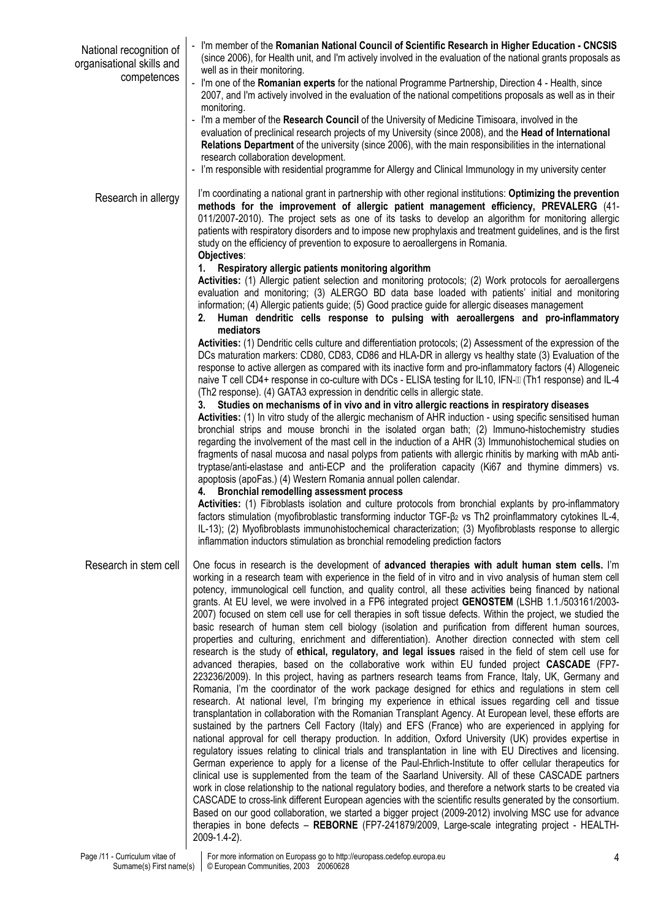### National recognition of organisational skills and competences

- I'm member of the **Romanian National Council of Scientific Research in Higher Education - CNCSIS** (since 2006), for Health unit, and I'm actively involved in the evaluation of the national grants proposals as well as in their monitoring.
- I'm one of the **Romanian experts** for the national Programme Partnership, Direction 4 - Health, since 2007, and I'm actively involved in the evaluation of the national competitions proposals as well as in their monitoring.
- I'm a member of the **Research Council** of the University of Medicine Timisoara, involved in the evaluation of preclinical research projects of my University (since 2008), and the **Head of International Relations Department** of the university (since 2006), with the main responsibilities in the international research collaboration development.
- I'm responsible with residential programme for Allergy and Clinical Immunology in my university center

### Research in allergy

I'm coordinating a national grant in partnership with other regional institutions: **Optimizing the prevention methods for the improvement of allergic patient management efficiency, PREVALERG** (41-011/2007-2010). The project sets as one of its tasks to develop an algorithm for monitoring allergic patients with respiratory disorders and to impose new prophylaxis and treatment guidelines, and is the first study on the efficiency of prevention to exposure to aeroallergens in Romania.

**Objectives**:

1. **Respiratory allergic patients monitoring algorithm**

**Activities:** (1) Allergic patient selection and monitoring protocols; (2) Work protocols for aeroallergens evaluation and monitoring; (3) ALERGO BD data base loaded with patients' initial and monitoring information; (4) Allergic patients guide; (5) Good practice guide for allergic diseases management

2. **Human dendritic cells response to pulsing with aeroallergens and pro-inflammatory mediators**

**Activities:** (1) Dendritic cells culture and differentiation protocols; (2) Assessment of the expression of the DCs maturation markers: CD80, CD83, CD86 and HLA-DR in allergy vs healthy state (3) Evaluation of the response to active allergen as compared with its inactive form and pro-inflammatory factors (4) Allogeneic naive T cell CD4+ response in co-culture with DCs - ELISA testing for IL10, IFN-γ (Th1 response) and IL-4 (Th2 response). (4) GATA3 expression in dendritic cells in allergic state.

3. **Studies on mechanisms of in vivo and in vitro allergic reactions in respiratory diseases**

**Activities:** (1) In vitro study of the allergic mechanism of AHR induction - using specific sensitised human bronchial strips and mouse bronchi in the isolated organ bath; (2) Immuno-histochemistry studies regarding the involvement of the mast cell in the induction of a AHR (3) Immunohistochemical studies on fragments of nasal mucosa and nasal polyps from patients with allergic rhinitis by marking with mAb anti-tryptase/anti-elastase and anti-ECP and the proliferation capacity (Ki67 and thymine dimmers) vs. apoptosis (apoFas.) (4) Western Romania annual pollen calendar.

4. **Bronchial remodelling assessment process**

**Activities:** (1) Fibroblasts isolation and culture protocols from bronchial explants by pro-inflammatory factors stimulation (myofibroblastic transforming inductor TGF-$\beta_2$ vs Th2 proinflammatory cytokines IL-4, IL-13); (2) Myofibroblasts immunohistochemical characterization; (3) Myofibroblasts response to allergic inflammation inductors stimulation as bronchial remodeling prediction factors

### Research in stem cell

One focus in research is the development of **advanced therapies with adult human stem cells.** I'm working in a research team with experience in the field of in vitro and in vivo analysis of human stem cell potency, immunological cell function, and quality control, all these activities being financed by national grants. At EU level, we were involved in a FP6 integrated project **GENOSTEM** (LSHB 1.1./503161/2003-2007) focused on stem cell use for cell therapies in soft tissue defects. Within the project, we studied the basic research of human stem cell biology (isolation and purification from different human sources, properties and culturing, enrichment and differentiation). Another direction connected with stem cell research is the study of **ethical, regulatory, and legal issues** raised in the field of stem cell use for advanced therapies, based on the collaborative work within EU funded project **CASCADE** (FP7-223236/2009). In this project, having as partners research teams from France, Italy, UK, Germany and Romania, I'm the coordinator of the work package designed for ethics and regulations in stem cell research. At national level, I'm bringing my experience in ethical issues regarding cell and tissue transplantation in collaboration with the Romanian Transplant Agency. At European level, these efforts are sustained by the partners Cell Factory (Italy) and EFS (France) who are experienced in applying for national approval for cell therapy production. In addition, Oxford University (UK) provides expertise in regulatory issues relating to clinical trials and transplantation in line with EU Directives and licensing. German experience to apply for a license of the Paul-Ehrlich-Institute to offer cellular therapeutics for clinical use is supplemented from the team of the Saarland University. All of these CASCADE partners work in close relationship to the national regulatory bodies, and therefore a network starts to be created via CASCADE to cross-link different European agencies with the scientific results generated by the consortium. Based on our good collaboration, we started a bigger project (2009-2012) involving MSC use for advance therapies in bone defects – **REBORNE** (FP7-241879/2009, Large-scale integrating project - HEALTH-2009-1.4-2).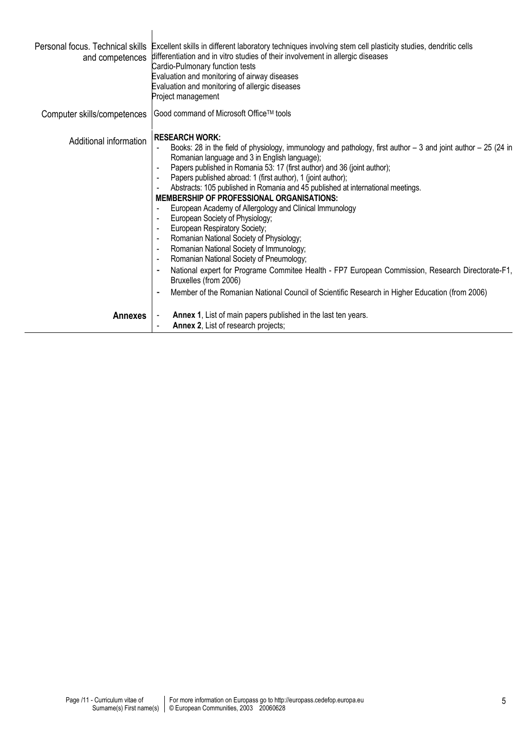| | |
|---|---|
| Personal focus. Technical skills and competences | Excellent skills in different laboratory techniques involving stem cell plasticity studies, dendritic cells differentiation and in vitro studies of their involvement in allergic diseases<br>Cardio-Pulmonary function tests<br>Evaluation and monitoring of airway diseases<br>Evaluation and monitoring of allergic diseases<br>Project management |
| Computer skills/competences | Good command of Microsoft Office™ tools |
| Additional information | **RESEARCH WORK:**<br>- Books: 28 in the field of physiology, immunology and pathology, first author – 3 and joint author – 25 (24 in Romanian language and 3 in English language);<br>- Papers published in Romania 53: 17 (first author) and 36 (joint author);<br>- Papers published abroad: 1 (first author), 1 (joint author);<br>- Abstracts: 105 published in Romania and 45 published at international meetings.<br>**MEMBERSHIP OF PROFESSIONAL ORGANISATIONS:**<br>- European Academy of Allergology and Clinical Immunology<br>- European Society of Physiology;<br>- European Respiratory Society;<br>- Romanian National Society of Physiology;<br>- Romanian National Society of Immunology;<br>- Romanian National Society of Pneumology;<br>- National expert for Programe Commitee Health - FP7 European Commission, Research Directorate-F1, Bruxelles (from 2006)<br>- Member of the Romanian National Council of Scientific Research in Higher Education (from 2006) |
| **Annexes** | - **Annex 1**, List of main papers published in the last ten years.<br>- **Annex 2**, List of research projects; |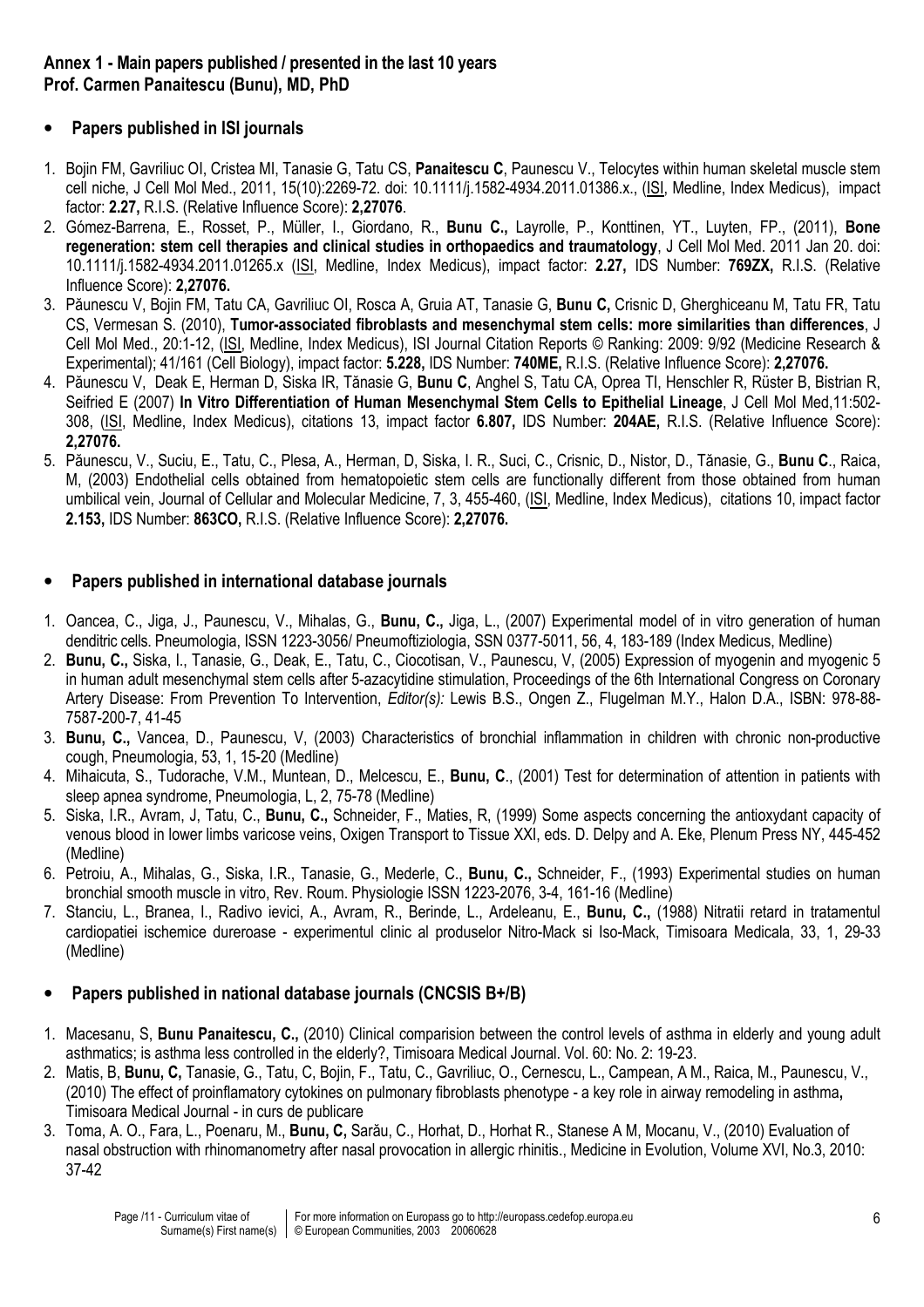**Annex 1 - Main papers published / presented in the last 10 years**
**Prof. Carmen Panaitescu (Bunu), MD, PhD**

- **Papers published in ISI journals**

1. Bojin FM, Gavriliuc OI, Cristea MI, Tanasie G, Tatu CS, **Panaitescu C**, Paunescu V., Telocytes within human skeletal muscle stem cell niche, J Cell Mol Med., 2011, 15(10):2269-72. doi: 10.1111/j.1582-4934.2011.01386.x., (ISI, Medline, Index Medicus), impact factor: **2.27,** R.I.S. (Relative Influence Score): **2,27076**.
2. Gómez-Barrena, E., Rosset, P., Müller, I., Giordano, R., **Bunu C.,** Layrolle, P., Konttinen, YT., Luyten, FP., (2011), **Bone regeneration: stem cell therapies and clinical studies in orthopaedics and traumatology**, J Cell Mol Med. 2011 Jan 20. doi: 10.1111/j.1582-4934.2011.01265.x (ISI, Medline, Index Medicus), impact factor: **2.27,** IDS Number: **769ZX,** R.I.S. (Relative Influence Score): **2,27076.**
3. Păunescu V, Bojin FM, Tatu CA, Gavriliuc OI, Rosca A, Gruia AT, Tanasie G, **Bunu C,** Crisnic D, Gherghiceanu M, Tatu FR, Tatu CS, Vermesan S. (2010), **Tumor-associated fibroblasts and mesenchymal stem cells: more similarities than differences**, J Cell Mol Med., 20:1-12, (ISI, Medline, Index Medicus), ISI Journal Citation Reports © Ranking: 2009: 9/92 (Medicine Research & Experimental); 41/161 (Cell Biology), impact factor: **5.228,** IDS Number: **740ME,** R.I.S. (Relative Influence Score): **2,27076.**
4. Păunescu V, Deak E, Herman D, Siska IR, Tănasie G, **Bunu C**, Anghel S, Tatu CA, Oprea TI, Henschler R, Rüster B, Bistrian R, Seifried E (2007) **In Vitro Differentiation of Human Mesenchymal Stem Cells to Epithelial Lineage**, J Cell Mol Med,11:502-308, (ISI, Medline, Index Medicus), citations 13, impact factor **6.807,** IDS Number: **204AE,** R.I.S. (Relative Influence Score): **2,27076.**
5. Păunescu, V., Suciu, E., Tatu, C., Plesa, A., Herman, D, Siska, I. R., Suci, C., Crisnic, D., Nistor, D., Tănasie, G., **Bunu C**., Raica, M., (2003) Endothelial cells obtained from hematopoietic stem cells are functionally different from those obtained from human umbilical vein, Journal of Cellular and Molecular Medicine, 7, 3, 455-460, (ISI, Medline, Index Medicus), citations 10, impact factor **2.153,** IDS Number: **863CO,** R.I.S. (Relative Influence Score): **2,27076.**

- **Papers published in international database journals**

1. Oancea, C., Jiga, J., Paunescu, V., Mihalas, G., **Bunu, C.,** Jiga, L., (2007) Experimental model of in vitro generation of human denditric cells. Pneumologia, ISSN 1223-3056/ Pneumoftiziologia, SSN 0377-5011, 56, 4, 183-189 (Index Medicus, Medline)
2. **Bunu, C.,** Siska, I., Tanasie, G., Deak, E., Tatu, C., Ciocotisan, V., Paunescu, V, (2005) Expression of myogenin and myogenic 5 in human adult mesenchymal stem cells after 5-azacytidine stimulation, Proceedings of the 6th International Congress on Coronary Artery Disease: From Prevention To Intervention, *Editor(s):* Lewis B.S., Ongen Z., Flugelman M.Y., Halon D.A., ISBN: 978-88-7587-200-7, 41-45
3. **Bunu, C.,** Vancea, D., Paunescu, V, (2003) Characteristics of bronchial inflammation in children with chronic non-productive cough, Pneumologia, 53, 1, 15-20 (Medline)
4. Mihaicuta, S., Tudorache, V.M., Muntean, D., Melcescu, E., **Bunu, C**., (2001) Test for determination of attention in patients with sleep apnea syndrome, Pneumologia, L, 2, 75-78 (Medline)
5. Siska, I.R., Avram, J, Tatu, C., **Bunu, C.,** Schneider, F., Maties, R, (1999) Some aspects concerning the antioxydant capacity of venous blood in lower limbs varicose veins, Oxigen Transport to Tissue XXI, eds. D. Delpy and A. Eke, Plenum Press NY, 445-452 (Medline)
6. Petroiu, A., Mihalas, G., Siska, I.R., Tanasie, G., Mederle, C., **Bunu, C.,** Schneider, F., (1993) Experimental studies on human bronchial smooth muscle in vitro, Rev. Roum. Physiologie ISSN 1223-2076, 3-4, 161-16 (Medline)
7. Stanciu, L., Branea, I., Radivo ievici, A., Avram, R., Berinde, L., Ardeleanu, E., **Bunu, C.,** (1988) Nitratii retard in tratamentul cardiopatiei ischemice dureroase - experimentul clinic al produselor Nitro-Mack si Iso-Mack, Timisoara Medicala, 33, 1, 29-33 (Medline)

- **Papers published in national database journals (CNCSIS B+/B)**

1. Macesanu, S, **Bunu Panaitescu, C.,** (2010) Clinical comparision between the control levels of asthma in elderly and young adult asthmatics; is asthma less controlled in the elderly?, Timisoara Medical Journal. Vol. 60: No. 2: 19-23.
2. Matis, B, **Bunu, C,** Tanasie, G., Tatu, C, Bojin, F., Tatu, C., Gavriliuc, O., Cernescu, L., Campean, A M., Raica, M., Paunescu, V., (2010) The effect of proinflamatory cytokines on pulmonary fibroblasts phenotype - a key role in airway remodeling in asthma**,** Timisoara Medical Journal - in curs de publicare
3. Toma, A. O., Fara, L., Poenaru, M., **Bunu, C,** Sarău, C., Horhat, D., Horhat R., Stanese A M, Mocanu, V., (2010) Evaluation of nasal obstruction with rhinomanometry after nasal provocation in allergic rhinitis., Medicine in Evolution, Volume XVI, No.3, 2010: 37-42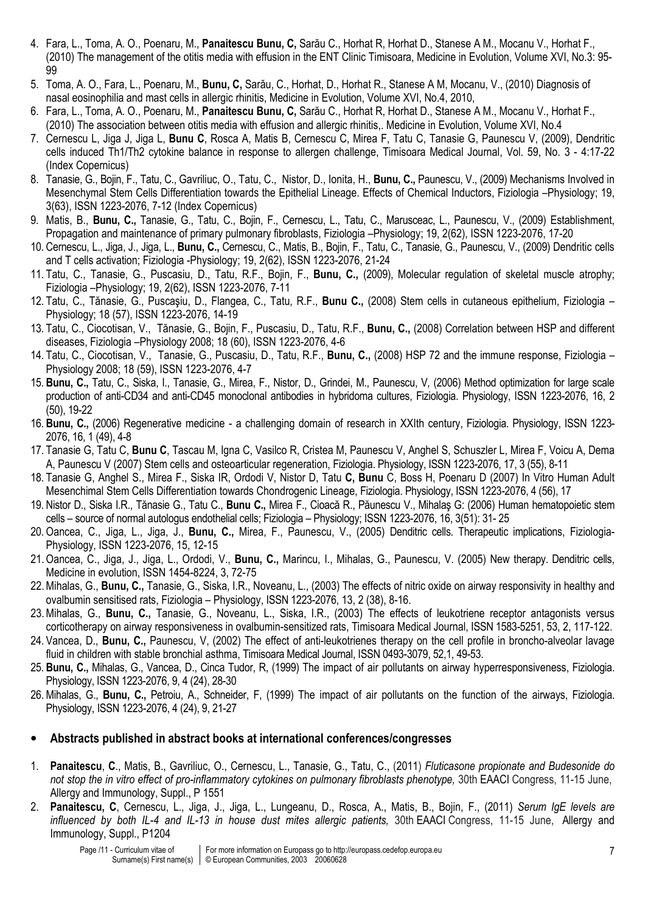4. Fara, L., Toma, A. O., Poenaru, M., **Panaitescu Bunu, C,** Sarău C., Horhat R, Horhat D., Stanese A M., Mocanu V., Horhat F., (2010) The management of the otitis media with effusion in the ENT Clinic Timisoara, Medicine in Evolution, Volume XVI, No.3: 95-99
5. Toma, A. O., Fara, L., Poenaru, M., **Bunu, C,** Sarău, C., Horhat, D., Horhat R., Stanese A M, Mocanu, V., (2010) Diagnosis of nasal eosinophilia and mast cells in allergic rhinitis, Medicine in Evolution, Volume XVI, No.4, 2010,
6. Fara, L., Toma, A. O., Poenaru, M., **Panaitescu Bunu, C,** Sarău C., Horhat R, Horhat D., Stanese A M., Mocanu V., Horhat F., (2010) The association between otitis media with effusion and allergic rhinitis,. Medicine in Evolution, Volume XVI, No.4
7. Cernescu L, Jiga J, Jiga L, **Bunu C**, Rosca A, Matis B, Cernescu C, Mirea F, Tatu C, Tanasie G, Paunescu V, (2009), Dendritic cells induced Th1/Th2 cytokine balance in response to allergen challenge, Timisoara Medical Journal, Vol. 59, No. 3 - 4:17-22 (Index Copernicus)
8. Tanasie, G., Bojin, F., Tatu, C., Gavriliuc, O., Tatu, C., Nistor, D., Ionita, H., **Bunu, C.,** Paunescu, V., (2009) Mechanisms Involved in Mesenchymal Stem Cells Differentiation towards the Epithelial Lineage. Effects of Chemical Inductors, Fiziologia –Physiology; 19, 3(63), ISSN 1223-2076, 7-12 (Index Copernicus)
9. Matis, B., **Bunu, C.,** Tanasie, G., Tatu, C., Bojin, F., Cernescu, L., Tatu, C., Marusceac, L., Paunescu, V., (2009) Establishment, Propagation and maintenance of primary pulmonary fibroblasts, Fiziologia –Physiology; 19, 2(62), ISSN 1223-2076, 17-20
10. Cernescu, L., Jiga, J., Jiga, L., **Bunu, C.,** Cernescu, C., Matis, B., Bojin, F., Tatu, C., Tanasie, G., Paunescu, V., (2009) Dendritic cells and T cells activation; Fiziologia -Physiology; 19, 2(62), ISSN 1223-2076, 21-24
11. Tatu, C., Tanasie, G., Puscasiu, D., Tatu, R.F., Bojin, F., **Bunu, C.,** (2009), Molecular regulation of skeletal muscle atrophy; Fiziologia –Physiology; 19, 2(62), ISSN 1223-2076, 7-11
12. Tatu, C., Tănasie, G., Puscaşiu, D., Flangea, C., Tatu, R.F., **Bunu C.,** (2008) Stem cells in cutaneous epithelium, Fiziologia – Physiology; 18 (57), ISSN 1223-2076, 14-19
13. Tatu, C., Ciocotisan, V., Tănasie, G., Bojin, F., Puscasiu, D., Tatu, R.F., **Bunu, C.,** (2008) Correlation between HSP and different diseases, Fiziologia –Physiology 2008; 18 (60), ISSN 1223-2076, 4-6
14. Tatu, C., Ciocotisan, V., Tanasie, G., Puscasiu, D., Tatu, R.F., **Bunu, C.,** (2008) HSP 72 and the immune response, Fiziologia – Physiology 2008; 18 (59), ISSN 1223-2076, 4-7
15. **Bunu, C.,** Tatu, C., Siska, I., Tanasie, G., Mirea, F., Nistor, D., Grindei, M., Paunescu, V, (2006) Method optimization for large scale production of anti-CD34 and anti-CD45 monoclonal antibodies in hybridoma cultures, Fiziologia. Physiology, ISSN 1223-2076, 16, 2 (50), 19-22
16. **Bunu, C.,** (2006) Regenerative medicine - a challenging domain of research in XXIth century, Fiziologia. Physiology, ISSN 1223-2076, 16, 1 (49), 4-8
17. Tanasie G, Tatu C, **Bunu C**, Tascau M, Igna C, Vasilco R, Cristea M, Paunescu V, Anghel S, Schuszler L, Mirea F, Voicu A, Dema A, Paunescu V (2007) Stem cells and osteoarticular regeneration, Fiziologia. Physiology, ISSN 1223-2076, 17, 3 (55), 8-11
18. Tanasie G, Anghel S., Mirea F., Siska IR, Ordodi V, Nistor D, Tatu **C, Bunu** C, Boss H, Poenaru D (2007) In Vitro Human Adult Mesenchimal Stem Cells Differentiation towards Chondrogenic Lineage, Fiziologia. Physiology, ISSN 1223-2076, 4 (56), 17
19. Nistor D., Siska I.R., Tănasie G., Tatu C., **Bunu C.,** Mirea F., Cioacă R., Păunescu V., Mihalaş G: (2006) Human hematopoietic stem cells – source of normal autologus endothelial cells; Fiziologia – Physiology; ISSN 1223-2076, 16, 3(51): 31- 25
20. Oancea, C., Jiga, L., Jiga, J., **Bunu, C.,** Mirea, F., Paunescu, V., (2005) Denditric cells. Therapeutic implications, Fiziologia-Physiology, ISSN 1223-2076, 15, 12-15
21. Oancea, C., Jiga, J., Jiga, L., Ordodi, V., **Bunu, C.,** Marincu, I., Mihalas, G., Paunescu, V. (2005) New therapy. Dendritic cells, Medicine in evolution, ISSN 1454-8224, 3, 72-75
22. Mihalas, G., **Bunu, C.,** Tanasie, G., Siska, I.R., Noveanu, L., (2003) The effects of nitric oxide on airway responsivity in healthy and ovalbumin sensitised rats, Fiziologia – Physiology, ISSN 1223-2076, 13, 2 (38), 8-16.
23. Mihalas, G., **Bunu, C.,** Tanasie, G., Noveanu, L., Siska, I.R., (2003) The effects of leukotriene receptor antagonists versus corticotherapy on airway responsiveness in ovalbumin-sensitized rats, Timisoara Medical Journal, ISSN 1583-5251, 53, 2, 117-122.
24. Vancea, D., **Bunu, C.,** Paunescu, V, (2002) The effect of anti-leukotrienes therapy on the cell profile in broncho-alveolar lavage fluid in children with stable bronchial asthma, Timisoara Medical Journal, ISSN 0493-3079, 52,1, 49-53.
25. **Bunu, C.,** Mihalas, G., Vancea, D., Cinca Tudor, R, (1999) The impact of air pollutants on airway hyperresponsiveness, Fiziologia. Physiology, ISSN 1223-2076, 9, 4 (24), 28-30
26. Mihalas, G., **Bunu, C.,** Petroiu, A., Schneider, F, (1999) The impact of air pollutants on the function of the airways, Fiziologia. Physiology, ISSN 1223-2076, 4 (24), 9, 21-27

- **Abstracts published in abstract books at international conferences/congresses**

1. **Panaitescu**, **C**., Matis, B., Gavriliuc, O., Cernescu, L., Tanasie, G., Tatu, C., (2011) *Fluticasone propionate and Budesonide do not stop the in vitro effect of pro-inflammatory cytokines on pulmonary fibroblasts phenotype,* 30th EAACI Congress, 11-15 June, Allergy and Immunology, Suppl., P 1551
2. **Panaitescu, C**, Cernescu, L., Jiga, J., Jiga, L., Lungeanu, D., Rosca, A., Matis, B., Bojin, F., (2011) *Serum IgE levels are influenced by both IL-4 and IL-13 in house dust mites allergic patients,* 30th EAACI Congress, 11-15 June, Allergy and Immunology, Suppl., P1204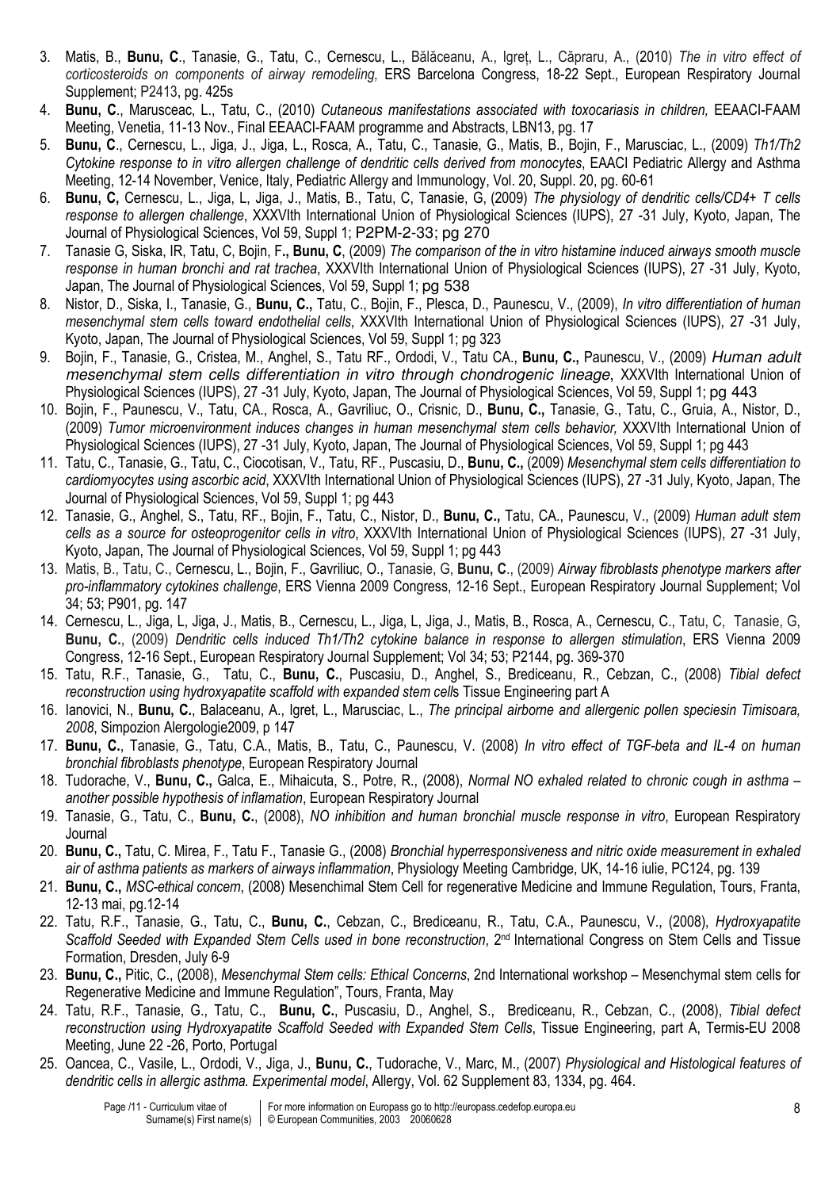3. Matis, B., **Bunu, C**., Tanasie, G., Tatu, C., Cernescu, L., Bălăceanu, A., Igreț, L., Căpraru, A., (2010) *The in vitro effect of corticosteroids on components of airway remodeling,* ERS Barcelona Congress, 18-22 Sept., European Respiratory Journal Supplement; P2413, pg. 425s
4. **Bunu, C**., Marusceac, L., Tatu, C., (2010) *Cutaneous manifestations associated with toxocariasis in children,* EEAACI-FAAM Meeting, Venetia, 11-13 Nov., Final EEAACI-FAAM programme and Abstracts, LBN13, pg. 17
5. **Bunu, C**., Cernescu, L., Jiga, J., Jiga, L., Rosca, A., Tatu, C., Tanasie, G., Matis, B., Bojin, F., Marusciac, L., (2009) *Th1/Th2 Cytokine response to in vitro allergen challenge of dendritic cells derived from monocytes*, EAACI Pediatric Allergy and Asthma Meeting, 12-14 November, Venice, Italy, Pediatric Allergy and Immunology, Vol. 20, Suppl. 20, pg. 60-61
6. **Bunu, C,** Cernescu L., Jiga, L, Jiga, J., Matis, B., Tatu, C, Tanasie, G, (2009) *The physiology of dendritic cells/CD4+ T cells response to allergen challenge*, XXXVIth International Union of Physiological Sciences (IUPS), 27 -31 July, Kyoto, Japan, The Journal of Physiological Sciences, Vol 59, Suppl 1; P2PM-2-33; pg 270
7. Tanasie G, Siska, IR, Tatu, C, Bojin, F**., Bunu, C**, (2009) *The comparison of the in vitro histamine induced airways smooth muscle response in human bronchi and rat trachea*, XXXVIth International Union of Physiological Sciences (IUPS), 27 -31 July, Kyoto, Japan, The Journal of Physiological Sciences, Vol 59, Suppl 1; pg 538
8. Nistor, D., Siska, I., Tanasie, G., **Bunu, C.,** Tatu, C., Bojin, F., Plesca, D., Paunescu, V., (2009), *In vitro differentiation of human mesenchymal stem cells toward endothelial cells*, XXXVIth International Union of Physiological Sciences (IUPS), 27 -31 July, Kyoto, Japan, The Journal of Physiological Sciences, Vol 59, Suppl 1; pg 323
9. Bojin, F., Tanasie, G., Cristea, M., Anghel, S., Tatu RF., Ordodi, V., Tatu CA., **Bunu, C.,** Paunescu, V., (2009) *Human adult mesenchymal stem cells differentiation in vitro through chondrogenic lineage*, XXXVIth International Union of Physiological Sciences (IUPS), 27 -31 July, Kyoto, Japan, The Journal of Physiological Sciences, Vol 59, Suppl 1; pg 443
10. Bojin, F., Paunescu, V., Tatu, CA., Rosca, A., Gavriliuc, O., Crisnic, D., **Bunu, C.,** Tanasie, G., Tatu, C., Gruia, A., Nistor, D., (2009) *Tumor microenvironment induces changes in human mesenchymal stem cells behavior,* XXXVIth International Union of Physiological Sciences (IUPS), 27 -31 July, Kyoto, Japan, The Journal of Physiological Sciences, Vol 59, Suppl 1; pg 443
11. Tatu, C., Tanasie, G., Tatu, C., Ciocotisan, V., Tatu, RF., Puscasiu, D., **Bunu, C.,** (2009) *Mesenchymal stem cells differentiation to cardiomyocytes using ascorbic acid*, XXXVIth International Union of Physiological Sciences (IUPS), 27 -31 July, Kyoto, Japan, The Journal of Physiological Sciences, Vol 59, Suppl 1; pg 443
12. Tanasie, G., Anghel, S., Tatu, RF., Bojin, F., Tatu, C., Nistor, D., **Bunu, C.,** Tatu, CA., Paunescu, V., (2009) *Human adult stem cells as a source for osteoprogenitor cells in vitro*, XXXVIth International Union of Physiological Sciences (IUPS), 27 -31 July, Kyoto, Japan, The Journal of Physiological Sciences, Vol 59, Suppl 1; pg 443
13. Matis, B., Tatu, C., Cernescu, L., Bojin, F., Gavriliuc, O., Tanasie, G, **Bunu, C**., (2009) *Airway fibroblasts phenotype markers after pro-inflammatory cytokines challenge*, ERS Vienna 2009 Congress, 12-16 Sept., European Respiratory Journal Supplement; Vol 34; 53; P901, pg. 147
14. Cernescu, L., Jiga, L, Jiga, J., Matis, B., Cernescu, L., Jiga, L, Jiga, J., Matis, B., Rosca, A., Cernescu, C., Tatu, C, Tanasie, G, **Bunu, C.**, (2009) *Dendritic cells induced Th1/Th2 cytokine balance in response to allergen stimulation*, ERS Vienna 2009 Congress, 12-16 Sept., European Respiratory Journal Supplement; Vol 34; 53; P2144, pg. 369-370
15. Tatu, R.F., Tanasie, G., Tatu, C., **Bunu, C.**, Puscasiu, D., Anghel, S., Brediceanu, R., Cebzan, C., (2008) *Tibial defect reconstruction using hydroxyapatite scaffold with expanded stem cell*s Tissue Engineering part A
16. Ianovici, N., **Bunu, C.**, Balaceanu, A., Igret, L., Marusciac, L., *The principal airborne and allergenic pollen speciesin Timisoara, 2008*, Simpozion Alergologie2009, p 147
17. **Bunu, C.**, Tanasie, G., Tatu, C.A., Matis, B., Tatu, C., Paunescu, V. (2008) *In vitro effect of TGF-beta and IL-4 on human bronchial fibroblasts phenotype*, European Respiratory Journal
18. Tudorache, V., **Bunu, C.,** Galca, E., Mihaicuta, S., Potre, R., (2008), *Normal NO exhaled related to chronic cough in asthma – another possible hypothesis of inflamation*, European Respiratory Journal
19. Tanasie, G., Tatu, C., **Bunu, C.**, (2008), *NO inhibition and human bronchial muscle response in vitro*, European Respiratory Journal
20. **Bunu, C.,** Tatu, C. Mirea, F., Tatu F., Tanasie G., (2008) *Bronchial hyperresponsiveness and nitric oxide measurement in exhaled air of asthma patients as markers of airways inflammation*, Physiology Meeting Cambridge, UK, 14-16 iulie, PC124, pg. 139
21. **Bunu, C.,** *MSC-ethical concern*, (2008) Mesenchimal Stem Cell for regenerative Medicine and Immune Regulation, Tours, Franta, 12-13 mai, pg.12-14
22. Tatu, R.F., Tanasie, G., Tatu, C., **Bunu, C.**, Cebzan, C., Brediceanu, R., Tatu, C.A., Paunescu, V., (2008), *Hydroxyapatite Scaffold Seeded with Expanded Stem Cells used in bone reconstruction*, 2nd International Congress on Stem Cells and Tissue Formation, Dresden, July 6-9
23. **Bunu, C.,** Pitic, C., (2008), *Mesenchymal Stem cells: Ethical Concerns*, 2nd International workshop – Mesenchymal stem cells for Regenerative Medicine and Immune Regulation", Tours, Franta, May
24. Tatu, R.F., Tanasie, G., Tatu, C., **Bunu, C.**, Puscasiu, D., Anghel, S., Brediceanu, R., Cebzan, C., (2008), *Tibial defect reconstruction using Hydroxyapatite Scaffold Seeded with Expanded Stem Cells*, Tissue Engineering, part A, Termis-EU 2008 Meeting, June 22 -26, Porto, Portugal
25. Oancea, C., Vasile, L., Ordodi, V., Jiga, J., **Bunu, C.**, Tudorache, V., Marc, M., (2007) *Physiological and Histological features of dendritic cells in allergic asthma. Experimental model*, Allergy, Vol. 62 Supplement 83, 1334, pg. 464.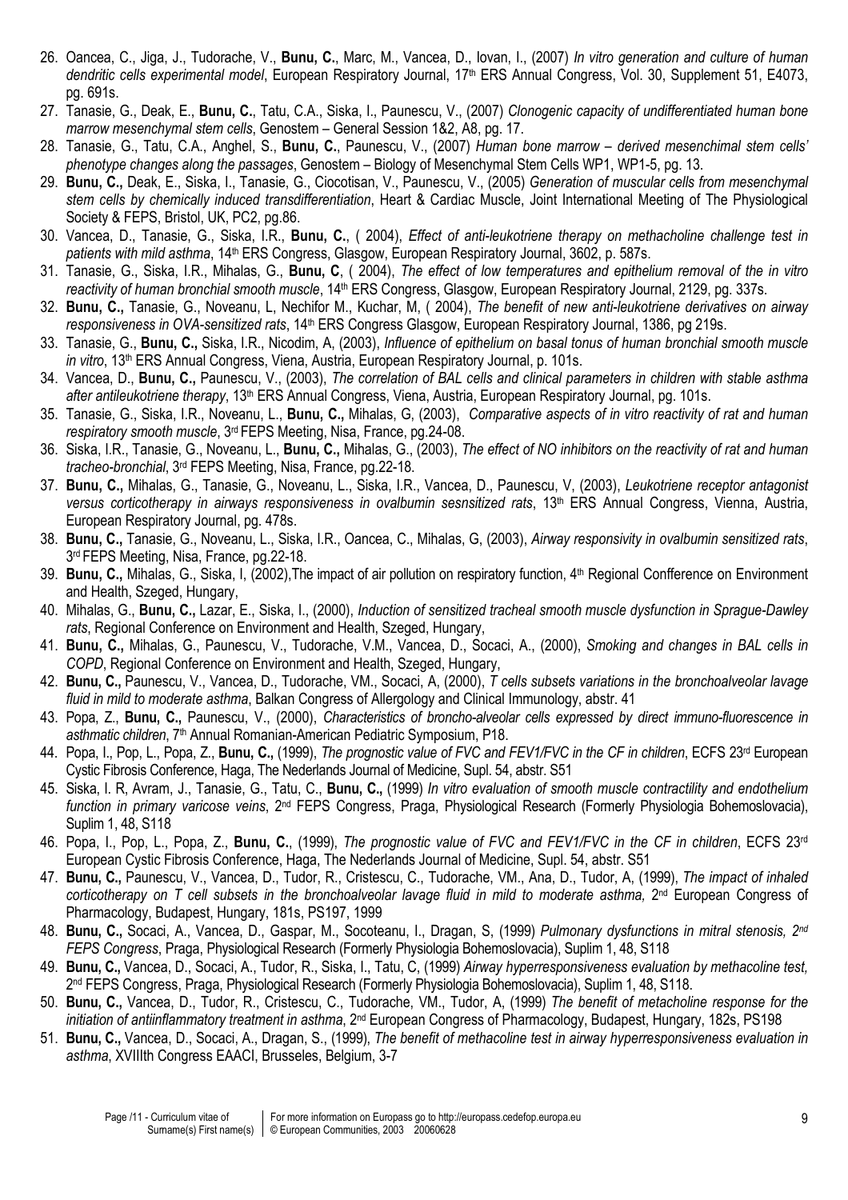26. Oancea, C., Jiga, J., Tudorache, V., **Bunu, C.**, Marc, M., Vancea, D., Iovan, I., (2007) *In vitro generation and culture of human dendritic cells experimental model*, European Respiratory Journal, 17th ERS Annual Congress, Vol. 30, Supplement 51, E4073, pg. 691s.
27. Tanasie, G., Deak, E., **Bunu, C.**, Tatu, C.A., Siska, I., Paunescu, V., (2007) *Clonogenic capacity of undifferentiated human bone marrow mesenchymal stem cells*, Genostem – General Session 1&2, A8, pg. 17.
28. Tanasie, G., Tatu, C.A., Anghel, S., **Bunu, C.**, Paunescu, V., (2007) *Human bone marrow – derived mesenchimal stem cells' phenotype changes along the passages*, Genostem – Biology of Mesenchymal Stem Cells WP1, WP1-5, pg. 13.
29. **Bunu, C.,** Deak, E., Siska, I., Tanasie, G., Ciocotisan, V., Paunescu, V., (2005) *Generation of muscular cells from mesenchymal stem cells by chemically induced transdifferentiation*, Heart & Cardiac Muscle, Joint International Meeting of The Physiological Society & FEPS, Bristol, UK, PC2, pg.86.
30. Vancea, D., Tanasie, G., Siska, I.R., **Bunu, C.**, ( 2004), *Effect of anti-leukotriene therapy on methacholine challenge test in patients with mild asthma*, 14th ERS Congress, Glasgow, European Respiratory Journal, 3602, p. 587s.
31. Tanasie, G., Siska, I.R., Mihalas, G., **Bunu, C**, ( 2004), *The effect of low temperatures and epithelium removal of the in vitro reactivity of human bronchial smooth muscle*, 14th ERS Congress, Glasgow, European Respiratory Journal, 2129, pg. 337s.
32. **Bunu, C.,** Tanasie, G., Noveanu, L, Nechifor M., Kuchar, M, ( 2004), *The benefit of new anti-leukotriene derivatives on airway responsiveness in OVA-sensitized rats*, 14th ERS Congress Glasgow, European Respiratory Journal, 1386, pg 219s.
33. Tanasie, G., **Bunu, C.,** Siska, I.R., Nicodim, A, (2003), *Influence of epithelium on basal tonus of human bronchial smooth muscle in vitro*, 13th ERS Annual Congress, Viena, Austria, European Respiratory Journal, p. 101s.
34. Vancea, D., **Bunu, C.,** Paunescu, V., (2003), *The correlation of BAL cells and clinical parameters in children with stable asthma after antileukotriene therapy*, 13th ERS Annual Congress, Viena, Austria, European Respiratory Journal, pg. 101s.
35. Tanasie, G., Siska, I.R., Noveanu, L., **Bunu, C.,** Mihalas, G, (2003), *Comparative aspects of in vitro reactivity of rat and human respiratory smooth muscle*, 3rd FEPS Meeting, Nisa, France, pg.24-08.
36. Siska, I.R., Tanasie, G., Noveanu, L., **Bunu, C.,** Mihalas, G., (2003), *The effect of NO inhibitors on the reactivity of rat and human tracheo-bronchial*, 3rd FEPS Meeting, Nisa, France, pg.22-18.
37. **Bunu, C.,** Mihalas, G., Tanasie, G., Noveanu, L., Siska, I.R., Vancea, D., Paunescu, V, (2003), *Leukotriene receptor antagonist versus corticotherapy in airways responsiveness in ovalbumin sesnsitized rats*, 13th ERS Annual Congress, Vienna, Austria, European Respiratory Journal, pg. 478s.
38. **Bunu, C.,** Tanasie, G., Noveanu, L., Siska, I.R., Oancea, C., Mihalas, G., (2003), *Airway responsivity in ovalbumin sensitized rats*, 3rd FEPS Meeting, Nisa, France, pg.22-18.
39. **Bunu, C.,** Mihalas, G., Siska, I, (2002),The impact of air pollution on respiratory function, 4th Regional Confference on Environment and Health, Szeged, Hungary,
40. Mihalas, G., **Bunu, C.,** Lazar, E., Siska, I., (2000), *Induction of sensitized tracheal smooth muscle dysfunction in Sprague-Dawley rats*, Regional Conference on Environment and Health, Szeged, Hungary,
41. **Bunu, C.,** Mihalas, G., Paunescu, V., Tudorache, V.M., Vancea, D., Socaci, A., (2000), *Smoking and changes in BAL cells in COPD*, Regional Conference on Environment and Health, Szeged, Hungary,
42. **Bunu, C.,** Paunescu, V., Vancea, D., Tudorache, VM., Socaci, A, (2000), *T cells subsets variations in the bronchoalveolar lavage fluid in mild to moderate asthma*, Balkan Congress of Allergology and Clinical Immunology, abstr. 41
43. Popa, Z., **Bunu, C.,** Paunescu, V., (2000), *Characteristics of broncho-alveolar cells expressed by direct immuno-fluorescence in asthmatic children*, 7th Annual Romanian-American Pediatric Symposium, P18.
44. Popa, I., Pop, L., Popa, Z., **Bunu, C.,** (1999), *The prognostic value of FVC and FEV1/FVC in the CF in children*, ECFS 23rd European Cystic Fibrosis Conference, Haga, The Nederlands Journal of Medicine, Supl. 54, abstr. S51
45. Siska, I. R, Avram, J., Tanasie, G., Tatu, C., **Bunu, C.,** (1999) *In vitro evaluation of smooth muscle contractility and endothelium function in primary varicose veins*, 2nd FEPS Congress, Praga, Physiological Research (Formerly Physiologia Bohemoslovacia), Suplim 1, 48, S118
46. Popa, I., Pop, L., Popa, Z., **Bunu, C.**, (1999), *The prognostic value of FVC and FEV1/FVC in the CF in children*, ECFS 23rd European Cystic Fibrosis Conference, Haga, The Nederlands Journal of Medicine, Supl. 54, abstr. S51
47. **Bunu, C.,** Paunescu, V., Vancea, D., Tudor, R., Cristescu, C., Tudorache, VM., Ana, D., Tudor, A, (1999), *The impact of inhaled corticotherapy on T cell subsets in the bronchoalveolar lavage fluid in mild to moderate asthma,* 2nd European Congress of Pharmacology, Budapest, Hungary, 181s, PS197, 1999
48. **Bunu, C.,** Socaci, A., Vancea, D., Gaspar, M., Socoteanu, I., Dragan, S, (1999) *Pulmonary dysfunctions in mitral stenosis, 2nd FEPS Congress*, Praga, Physiological Research (Formerly Physiologia Bohemoslovacia), Suplim 1, 48, S118
49. **Bunu, C.,** Vancea, D., Socaci, A., Tudor, R., Siska, I., Tatu, C, (1999) *Airway hyperresponsiveness evaluation by methacoline test,* 2nd FEPS Congress, Praga, Physiological Research (Formerly Physiologia Bohemoslovacia), Suplim 1, 48, S118.
50. **Bunu, C.,** Vancea, D., Tudor, R., Cristescu, C., Tudorache, VM., Tudor, A, (1999) *The benefit of metacholine response for the initiation of antiinflammatory treatment in asthma*, 2nd European Congress of Pharmacology, Budapest, Hungary, 182s, PS198
51. **Bunu, C.,** Vancea, D., Socaci, A., Dragan, S., (1999), *The benefit of methacoline test in airway hyperresponsiveness evaluation in asthma*, XVIIIth Congress EAACI, Brusseles, Belgium, 3-7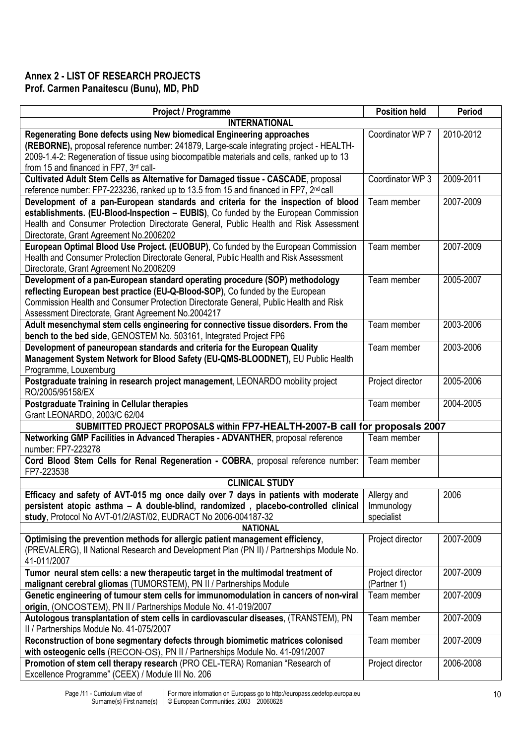## Annex 2 - LIST OF RESEARCH PROJECTS
## Prof. Carmen Panaitescu (Bunu), MD, PhD

| Project / Programme | Position held | Period |
|---|---|---|
| **INTERNATIONAL** | | |
| **Regenerating Bone defects using New biomedical Engineering approaches (REBORNE),** proposal reference number: 241879, Large-scale integrating project - HEALTH-2009-1.4-2: Regeneration of tissue using biocompatible materials and cells, ranked up to 13 from 15 and financed in FP7, 3rd call- | Coordinator WP 7 | 2010-2012 |
| **Cultivated Adult Stem Cells as Alternative for Damaged tissue - CASCADE**, proposal reference number: FP7-223236, ranked up to 13.5 from 15 and financed in FP7, 2nd call | Coordinator WP 3 | 2009-2011 |
| **Development of a pan-European standards and criteria for the inspection of blood establishments. (EU-Blood-Inspection – EUBIS)**, Co funded by the European Commission Health and Consumer Protection Directorate General, Public Health and Risk Assessment Directorate, Grant Agreement No.2006202 | Team member | 2007-2009 |
| **European Optimal Blood Use Project. (EUOBUP)**, Co funded by the European Commission Health and Consumer Protection Directorate General, Public Health and Risk Assessment Directorate, Grant Agreement No.2006209 | Team member | 2007-2009 |
| **Development of a pan-European standard operating procedure (SOP) methodology reflecting European best practice (EU-Q-Blood-SOP)**, Co funded by the European Commission Health and Consumer Protection Directorate General, Public Health and Risk Assessment Directorate, Grant Agreement No.2004217 | Team member | 2005-2007 |
| **Adult mesenchymal stem cells engineering for connective tissue disorders. From the bench to the bed side**, GENOSTEM No. 503161, Integrated Project FP6 | Team member | 2003-2006 |
| **Development of paneuropean standards and criteria for the European Quality Management System Network for Blood Safety (EU-QMS-BLOODNET),** EU Public Health Programme, Louxemburg | Team member | 2003-2006 |
| **Postgraduate training in research project management**, LEONARDO mobility project RO/2005/95158/EX | Project director | 2005-2006 |
| **Postgraduate Training in Cellular therapies** Grant LEONARDO, 2003/C 62/04 | Team member | 2004-2005 |
| **SUBMITTED PROJECT PROPOSALS within FP7-HEALTH-2007-B call for proposals 2007** | | |
| **Networking GMP Facilities in Advanced Therapies - ADVANTHER**, proposal reference number: FP7-223278 | Team member | |
| **Cord Blood Stem Cells for Renal Regeneration - COBRA**, proposal reference number: FP7-223538 | Team member | |
| **CLINICAL STUDY** | | |
| **Efficacy and safety of AVT-015 mg once daily over 7 days in patients with moderate persistent atopic asthma – A double-blind, randomized , placebo-controlled clinical study**, Protocol No AVT-01/2/AST/02, EUDRACT No 2006-004187-32 | Allergy and Immunology specialist | 2006 |
| **NATIONAL** | | |
| **Optimising the prevention methods for allergic patient management efficiency**, (PREVALERG), II National Research and Development Plan (PN II) / Partnerships Module No. 41-011/2007 | Project director | 2007-2009 |
| **Tumor neural stem cells: a new therapeutic target in the multimodal treatment of malignant cerebral gliomas** (TUMORSTEM), PN II / Partnerships Module | Project director (Partner 1) | 2007-2009 |
| **Genetic engineering of tumour stem cells for immunomodulation in cancers of non-viral origin**, (ONCOSTEM), PN II / Partnerships Module No. 41-019/2007 | Team member | 2007-2009 |
| **Autologous transplantation of stem cells in cardiovascular diseases**, (TRANSTEM), PN II / Partnerships Module No. 41-075/2007 | Team member | 2007-2009 |
| **Reconstruction of bone segmentary defects through biomimetic matrices colonised with osteogenic cells** (RECON-OS), PN II / Partnerships Module No. 41-091/2007 | Team member | 2007-2009 |
| **Promotion of stem cell therapy research** (PRO CEL-TERA) Romanian "Research of Excellence Programme" (CEEX) / Module III No. 206 | Project director | 2006-2008 |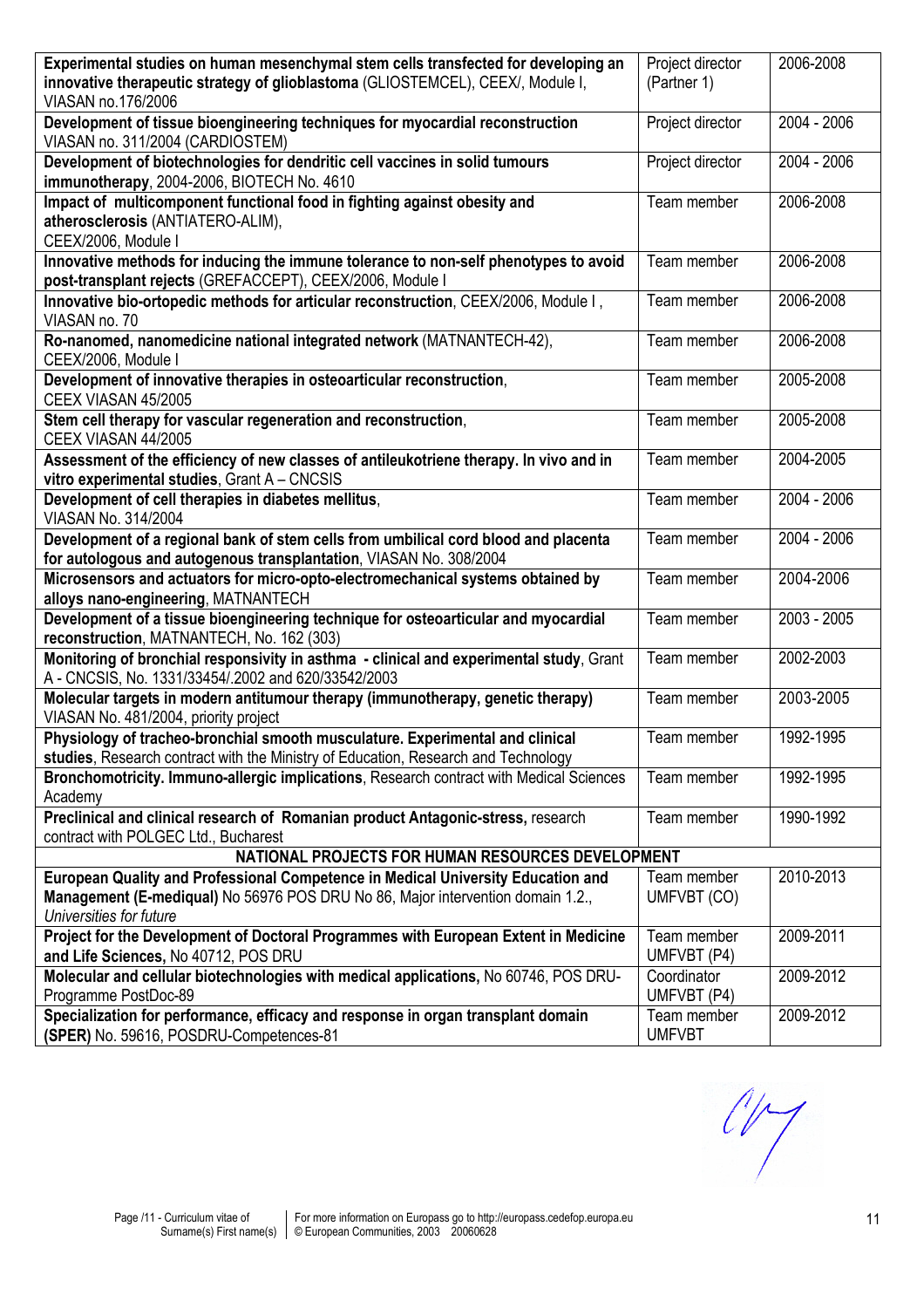| | | |
|---|---|---|
| **Experimental studies on human mesenchymal stem cells transfected for developing an innovative therapeutic strategy of glioblastoma** (GLIOSTEMCEL), CEEX/, Module I, VIASAN no.176/2006 | Project director (Partner 1) | 2006-2008 |
| **Development of tissue bioengineering techniques for myocardial reconstruction** VIASAN no. 311/2004 (CARDIOSTEM) | Project director | 2004 - 2006 |
| **Development of biotechnologies for dendritic cell vaccines in solid tumours immunotherapy**, 2004-2006, BIOTECH No. 4610 | Project director | 2004 - 2006 |
| **Impact of multicomponent functional food in fighting against obesity and atherosclerosis** (ANTIATERO-ALIM), CEEX/2006, Module I | Team member | 2006-2008 |
| **Innovative methods for inducing the immune tolerance to non-self phenotypes to avoid post-transplant rejects** (GREFACCEPT), CEEX/2006, Module I | Team member | 2006-2008 |
| **Innovative bio-ortopedic methods for articular reconstruction**, CEEX/2006, Module I , VIASAN no. 70 | Team member | 2006-2008 |
| **Ro-nanomed, nanomedicine national integrated network** (MATNANTECH-42), CEEX/2006, Module I | Team member | 2006-2008 |
| **Development of innovative therapies in osteoarticular reconstruction**, CEEX VIASAN 45/2005 | Team member | 2005-2008 |
| **Stem cell therapy for vascular regeneration and reconstruction**, CEEX VIASAN 44/2005 | Team member | 2005-2008 |
| **Assessment of the efficiency of new classes of antileukotriene therapy. In vivo and in vitro experimental studies**, Grant A – CNCSIS | Team member | 2004-2005 |
| **Development of cell therapies in diabetes mellitus**, VIASAN No. 314/2004 | Team member | 2004 - 2006 |
| **Development of a regional bank of stem cells from umbilical cord blood and placenta for autologous and autogenous transplantation**, VIASAN No. 308/2004 | Team member | 2004 - 2006 |
| **Microsensors and actuators for micro-opto-electromechanical systems obtained by alloys nano-engineering**, MATNANTECH | Team member | 2004-2006 |
| **Development of a tissue bioengineering technique for osteoarticular and myocardial reconstruction**, MATNANTECH, No. 162 (303) | Team member | 2003 - 2005 |
| **Monitoring of bronchial responsivity in asthma - clinical and experimental study**, Grant A - CNCSIS, No. 1331/33454/.2002 and 620/33542/2003 | Team member | 2002-2003 |
| **Molecular targets in modern antitumour therapy (immunotherapy, genetic therapy)** VIASAN No. 481/2004, priority project | Team member | 2003-2005 |
| **Physiology of tracheo-bronchial smooth musculature. Experimental and clinical studies**, Research contract with the Ministry of Education, Research and Technology | Team member | 1992-1995 |
| **Bronchomotricity. Immuno-allergic implications**, Research contract with Medical Sciences Academy | Team member | 1992-1995 |
| **Preclinical and clinical research of Romanian product Antagonic-stress,** research contract with POLGEC Ltd., Bucharest | Team member | 1990-1992 |
| **NATIONAL PROJECTS FOR HUMAN RESOURCES DEVELOPMENT** | | |
| **European Quality and Professional Competence in Medical University Education and Management (E-mediqual)** No 56976 POS DRU No 86, Major intervention domain 1.2., *Universities for future* | Team member UMFVBT (CO) | 2010-2013 |
| **Project for the Development of Doctoral Programmes with European Extent in Medicine and Life Sciences,** No 40712, POS DRU | Team member UMFVBT (P4) | 2009-2011 |
| **Molecular and cellular biotechnologies with medical applications,** No 60746, POS DRU-Programme PostDoc-89 | Coordinator UMFVBT (P4) | 2009-2012 |
| **Specialization for performance, efficacy and response in organ transplant domain (SPER)** No. 59616, POSDRU-Competences-81 | Team member UMFVBT | 2009-2012 |